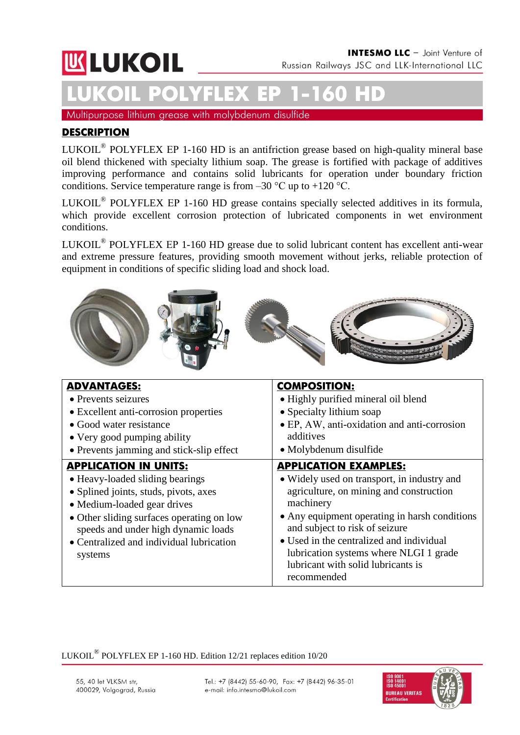**INTESMO LLC** – Joint Venture of Russian Railways JSC and LLK-International LLC

# LUKOIL POLYFLEX EP 1-160 HD

Multipurpose lithium grease with molybdenum disulfide

## DESCRIPTION

LUKOIL® POLYFLEX EP 1-160 HD is an antifriction grease based on high-quality mineral base oil blend thickened with specialty lithium soap. The grease is fortified with package of additives improving performance and contains solid lubricants for operation under boundary friction conditions. Service temperature range is from –30 °C up to +120 °C.

LUKOIL® POLYFLEX EP 1-160 HD grease contains specially selected additives in its formula, which provide excellent corrosion protection of lubricated components in wet environment conditions.

LUKOIL® POLYFLEX EP 1-160 HD grease due to solid lubricant content has excellent anti-wear and extreme pressure features, providing smooth movement without jerks, reliable protection of equipment in conditions of specific sliding load and shock load.

| | |
|---|---|
| **ADVANTAGES:**<br>• Prevents seizures<br>• Excellent anti-corrosion properties<br>• Good water resistance<br>• Very good pumping ability<br>• Prevents jamming and stick-slip effect | **COMPOSITION:**<br>• Highly purified mineral oil blend<br>• Specialty lithium soap<br>• EP, AW, anti-oxidation and anti-corrosion additives<br>• Molybdenum disulfide |
| **APPLICATION IN UNITS:**<br>• Heavy-loaded sliding bearings<br>• Splined joints, studs, pivots, axes<br>• Medium-loaded gear drives<br>• Other sliding surfaces operating on low speeds and under high dynamic loads<br>• Centralized and individual lubrication systems | **APPLICATION EXAMPLES:**<br>• Widely used on transport, in industry and agriculture, on mining and construction machinery<br>• Any equipment operating in harsh conditions and subject to risk of seizure<br>• Used in the centralized and individual lubrication systems where NLGI 1 grade lubricant with solid lubricants is recommended |

LUKOIL® POLYFLEX EP 1-160 HD. Edition 12/21 replaces edition 10/20

55, 40 let VLKSM str, 400029, Volgograd, Russia

Tel.: +7 (8442) 55-60-90, Fax: +7 (8442) 96-35-01
e-mail: info.intesmo@lukoil.com

ISO 9001
ISO 14001
ISO 45001
BUREAU VERITAS Certification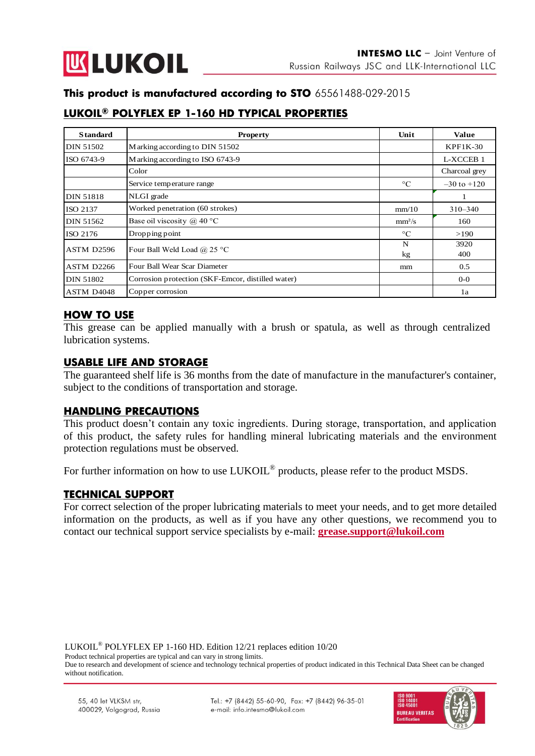**This product is manufactured according to STO** 65561488-029-2015

## LUKOIL® POLYFLEX EP 1-160 HD TYPICAL PROPERTIES

| Standard | Property | Unit | Value |
|---|---|---|---|
| DIN 51502 | Marking according to DIN 51502 | | KPF1K-30 |
| ISO 6743-9 | Marking according to ISO 6743-9 | | L-XCCEB 1 |
| | Color | | Charcoal grey |
| | Service temperature range | °C | –30 to +120 |
| DIN 51818 | NLGI grade | | 1 |
| ISO 2137 | Worked penetration (60 strokes) | mm/10 | 310–340 |
| DIN 51562 | Base oil viscosity @ 40 °C | $mm^2/s$ | 160 |
| ISO 2176 | Dropping point | °C | >190 |
| ASTM D2596 | Four Ball Weld Load @ 25 °C | N<br>kg | 3920<br>400 |
| ASTM D2266 | Four Ball Wear Scar Diameter | mm | 0.5 |
| DIN 51802 | Corrosion protection (SKF-Emcor, distilled water) | | 0-0 |
| ASTM D4048 | Copper corrosion | | 1a |

## HOW TO USE

This grease can be applied manually with a brush or spatula, as well as through centralized lubrication systems.

## USABLE LIFE AND STORAGE

The guaranteed shelf life is 36 months from the date of manufacture in the manufacturer's container, subject to the conditions of transportation and storage.

## HANDLING PRECAUTIONS

This product doesn't contain any toxic ingredients. During storage, transportation, and application of this product, the safety rules for handling mineral lubricating materials and the environment protection regulations must be observed.

For further information on how to use LUKOIL® products, please refer to the product MSDS.

## TECHNICAL SUPPORT

For correct selection of the proper lubricating materials to meet your needs, and to get more detailed information on the products, as well as if you have any other questions, we recommend you to contact our technical support service specialists by e-mail: **grease.support@lukoil.com**

LUKOIL® POLYFLEX EP 1-160 HD. Edition 12/21 replaces edition 10/20

Product technical properties are typical and can vary in strong limits.

Due to research and development of science and technology technical properties of product indicated in this Technical Data Sheet can be changed without notification.